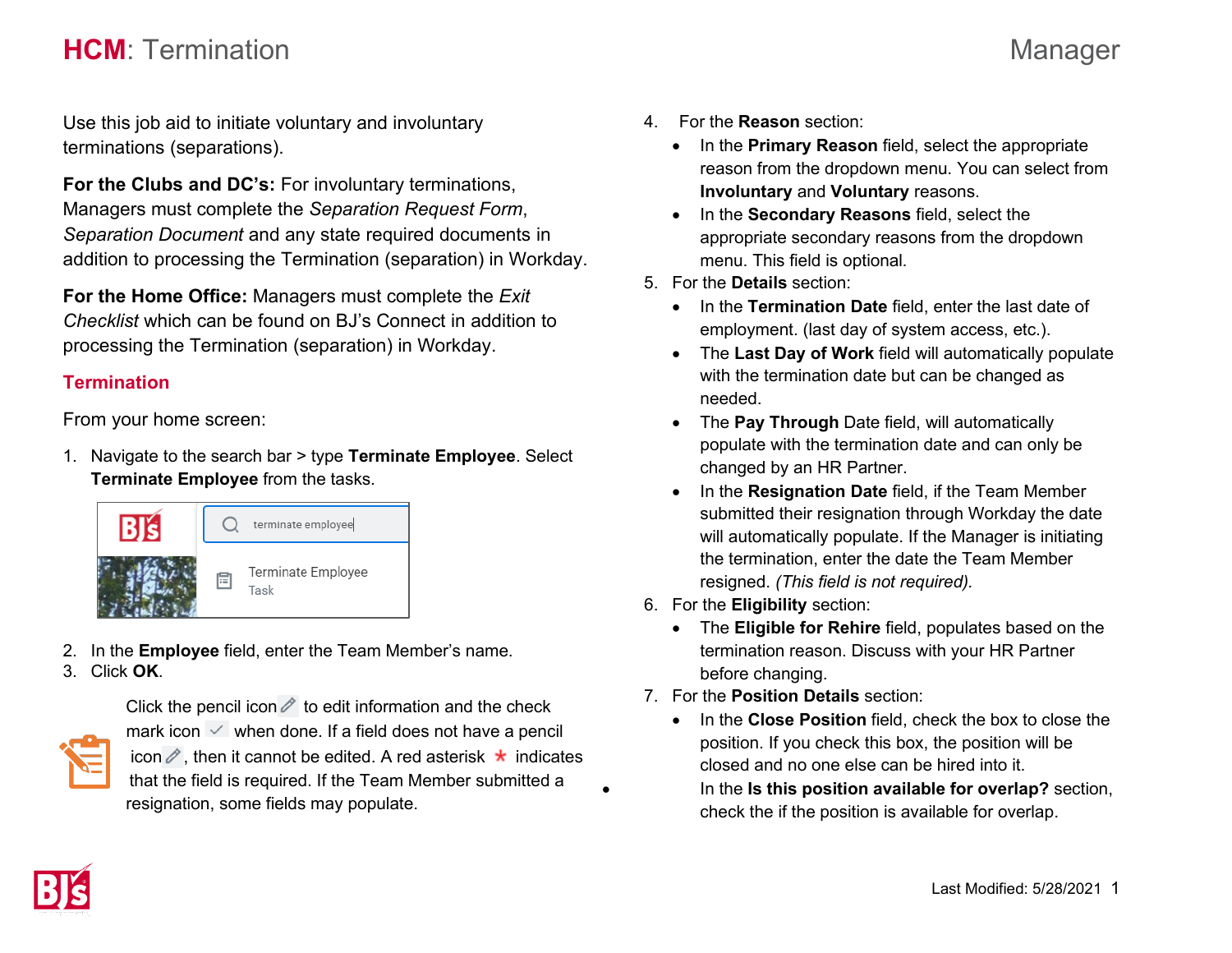# **HCM**: Termination

Manager

Use this job aid to initiate voluntary and involuntary terminations (separations).

**For the Clubs and DC's:** For involuntary terminations, Managers must complete the *Separation Request Form*, *Separation Document* and any state required documents in addition to processing the Termination (separation) in Workday.

**For the Home Office:** Managers must complete the *Exit Checklist* which can be found on BJ's Connect in addition to processing the Termination (separation) in Workday.

## Termination

From your home screen:

1. Navigate to the search bar > type **Terminate Employee**. Select **Terminate Employee** from the tasks.
2. In the **Employee** field, enter the Team Member's name.
3. Click **OK**.

Click the pencil icon to edit information and the check mark icon when done. If a field does not have a pencil icon, then it cannot be edited. A red asterisk * indicates that the field is required. If the Team Member submitted a resignation, some fields may populate.

4. For the **Reason** section:
   - In the **Primary Reason** field, select the appropriate reason from the dropdown menu. You can select from **Involuntary** and **Voluntary** reasons.
   - In the **Secondary Reasons** field, select the appropriate secondary reasons from the dropdown menu. This field is optional.
5. For the **Details** section:
   - In the **Termination Date** field, enter the last date of employment. (last day of system access, etc.).
   - The **Last Day of Work** field will automatically populate with the termination date but can be changed as needed.
   - The **Pay Through** Date field, will automatically populate with the termination date and can only be changed by an HR Partner.
   - In the **Resignation Date** field, if the Team Member submitted their resignation through Workday the date will automatically populate. If the Manager is initiating the termination, enter the date the Team Member resigned. *(This field is not required).*
6. For the **Eligibility** section:
   - The **Eligible for Rehire** field, populates based on the termination reason. Discuss with your HR Partner before changing.
7. For the **Position Details** section:
   - In the **Close Position** field, check the box to close the position. If you check this box, the position will be closed and no one else can be hired into it.
   - In the **Is this position available for overlap?** section, check the if the position is available for overlap.

Last Modified: 5/28/2021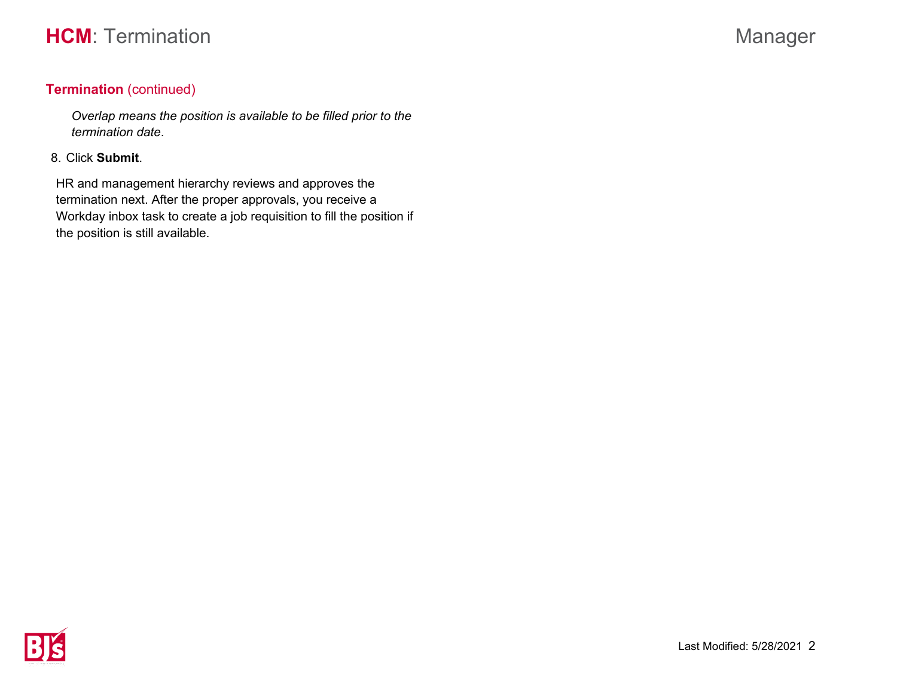## Termination (continued)

*Overlap means the position is available to be filled prior to the termination date*.

8. Click **Submit**.

HR and management hierarchy reviews and approves the termination next. After the proper approvals, you receive a Workday inbox task to create a job requisition to fill the position if the position is still available.